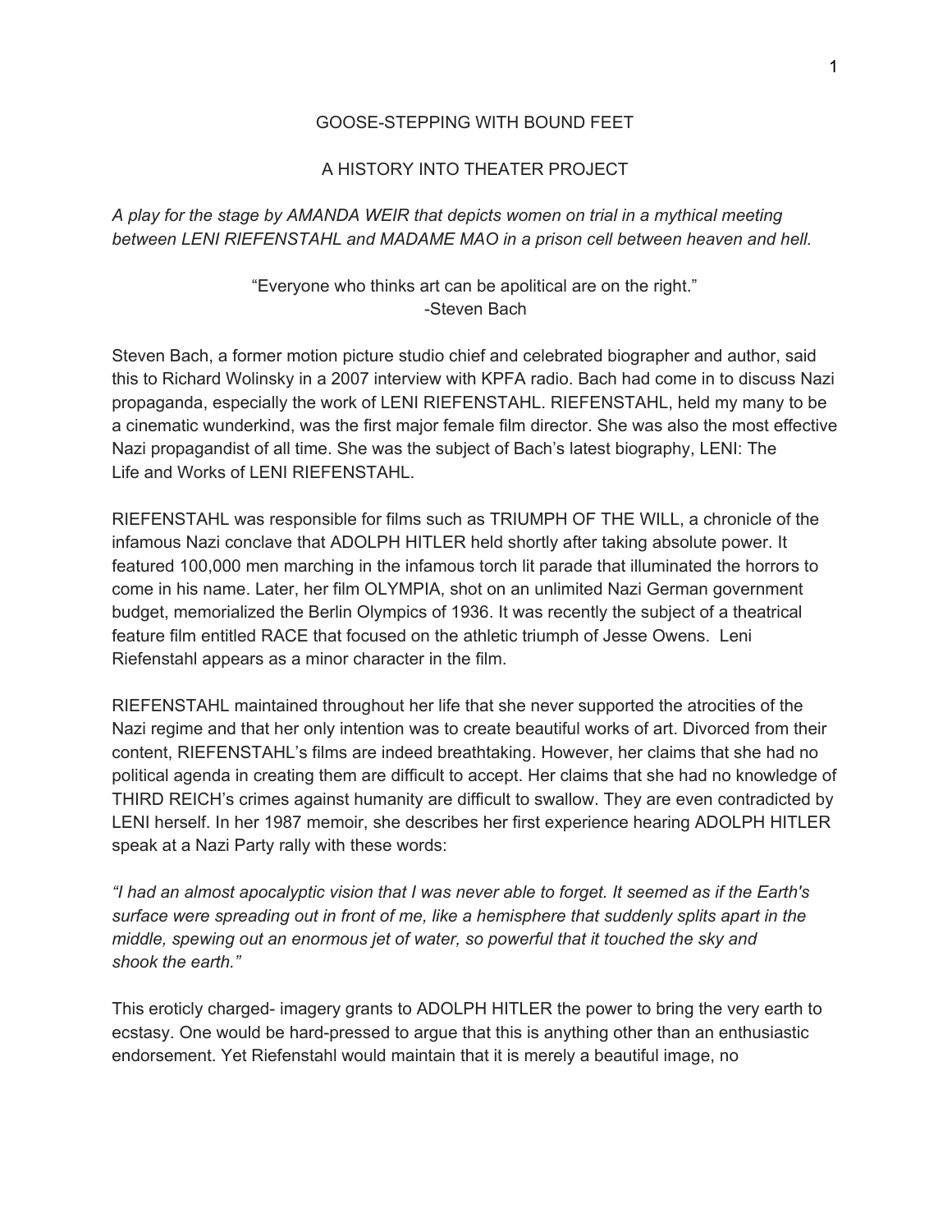# GOOSE-STEPPING WITH BOUND FEET

## A HISTORY INTO THEATER PROJECT

*A play for the stage by AMANDA WEIR that depicts women on trial in a mythical meeting between LENI RIEFENSTAHL and MADAME MAO in a prison cell between heaven and hell.*

"Everyone who thinks art can be apolitical are on the right."
-Steven Bach

Steven Bach, a former motion picture studio chief and celebrated biographer and author, said this to Richard Wolinsky in a 2007 interview with KPFA radio. Bach had come in to discuss Nazi propaganda, especially the work of LENI RIEFENSTAHL. RIEFENSTAHL, held my many to be a cinematic wunderkind, was the first major female film director. She was also the most effective Nazi propagandist of all time. She was the subject of Bach's latest biography, LENI: The Life and Works of LENI RIEFENSTAHL.

RIEFENSTAHL was responsible for films such as TRIUMPH OF THE WILL, a chronicle of the infamous Nazi conclave that ADOLPH HITLER held shortly after taking absolute power. It featured 100,000 men marching in the infamous torch lit parade that illuminated the horrors to come in his name. Later, her film OLYMPIA, shot on an unlimited Nazi German government budget, memorialized the Berlin Olympics of 1936. It was recently the subject of a theatrical feature film entitled RACE that focused on the athletic triumph of Jesse Owens. Leni Riefenstahl appears as a minor character in the film.

RIEFENSTAHL maintained throughout her life that she never supported the atrocities of the Nazi regime and that her only intention was to create beautiful works of art. Divorced from their content, RIEFENSTAHL's films are indeed breathtaking. However, her claims that she had no political agenda in creating them are difficult to accept. Her claims that she had no knowledge of THIRD REICH's crimes against humanity are difficult to swallow. They are even contradicted by LENI herself. In her 1987 memoir, she describes her first experience hearing ADOLPH HITLER speak at a Nazi Party rally with these words:

*"I had an almost apocalyptic vision that I was never able to forget. It seemed as if the Earth's surface were spreading out in front of me, like a hemisphere that suddenly splits apart in the middle, spewing out an enormous jet of water, so powerful that it touched the sky and shook the earth."*

This eroticly charged- imagery grants to ADOLPH HITLER the power to bring the very earth to ecstasy. One would be hard-pressed to argue that this is anything other than an enthusiastic endorsement. Yet Riefenstahl would maintain that it is merely a beautiful image, no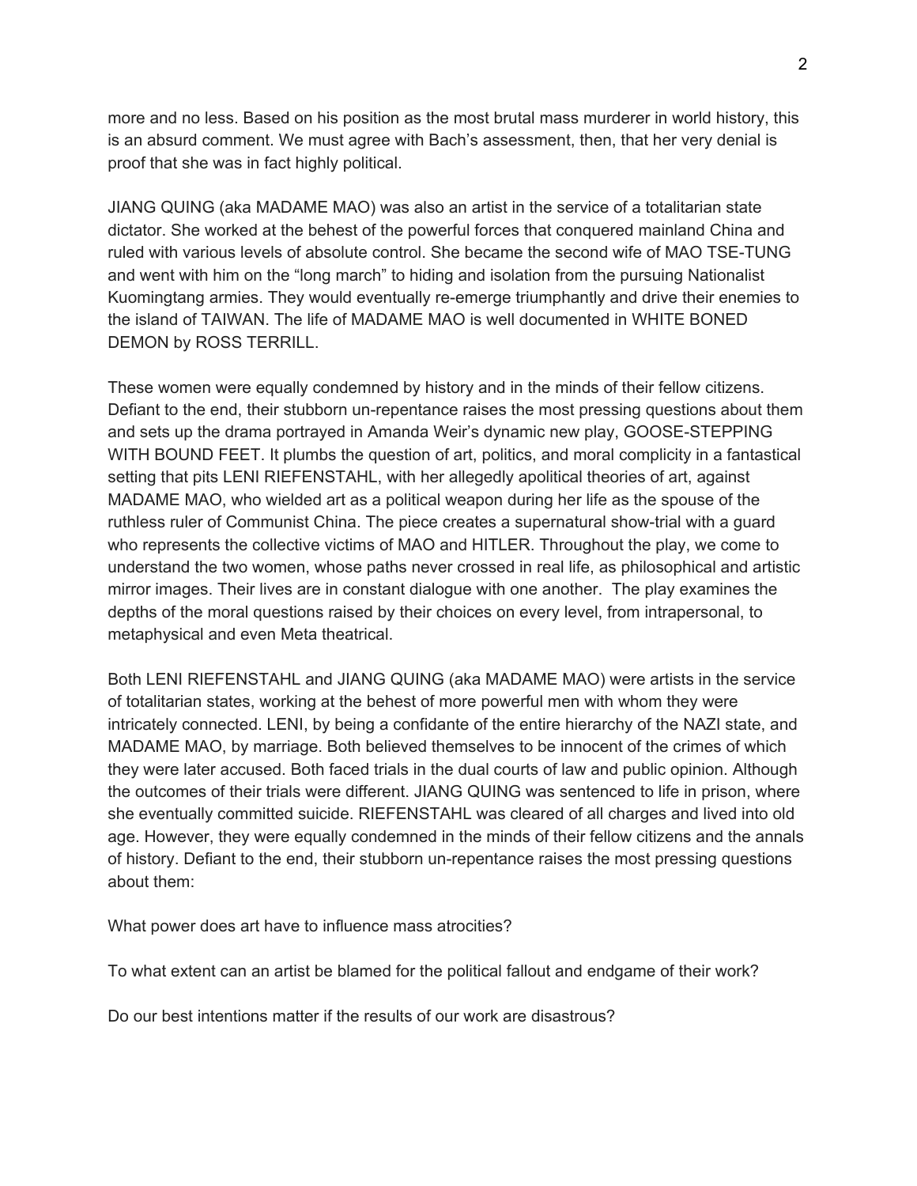more and no less. Based on his position as the most brutal mass murderer in world history, this is an absurd comment. We must agree with Bach's assessment, then, that her very denial is proof that she was in fact highly political.

JIANG QUING (aka MADAME MAO) was also an artist in the service of a totalitarian state dictator. She worked at the behest of the powerful forces that conquered mainland China and ruled with various levels of absolute control. She became the second wife of MAO TSE-TUNG and went with him on the "long march" to hiding and isolation from the pursuing Nationalist Kuomingtang armies. They would eventually re-emerge triumphantly and drive their enemies to the island of TAIWAN. The life of MADAME MAO is well documented in WHITE BONED DEMON by ROSS TERRILL.

These women were equally condemned by history and in the minds of their fellow citizens. Defiant to the end, their stubborn un-repentance raises the most pressing questions about them and sets up the drama portrayed in Amanda Weir's dynamic new play, GOOSE-STEPPING WITH BOUND FEET. It plumbs the question of art, politics, and moral complicity in a fantastical setting that pits LENI RIEFENSTAHL, with her allegedly apolitical theories of art, against MADAME MAO, who wielded art as a political weapon during her life as the spouse of the ruthless ruler of Communist China. The piece creates a supernatural show-trial with a guard who represents the collective victims of MAO and HITLER. Throughout the play, we come to understand the two women, whose paths never crossed in real life, as philosophical and artistic mirror images. Their lives are in constant dialogue with one another. The play examines the depths of the moral questions raised by their choices on every level, from intrapersonal, to metaphysical and even Meta theatrical.

Both LENI RIEFENSTAHL and JIANG QUING (aka MADAME MAO) were artists in the service of totalitarian states, working at the behest of more powerful men with whom they were intricately connected. LENI, by being a confidante of the entire hierarchy of the NAZI state, and MADAME MAO, by marriage. Both believed themselves to be innocent of the crimes of which they were later accused. Both faced trials in the dual courts of law and public opinion. Although the outcomes of their trials were different. JIANG QUING was sentenced to life in prison, where she eventually committed suicide. RIEFENSTAHL was cleared of all charges and lived into old age. However, they were equally condemned in the minds of their fellow citizens and the annals of history. Defiant to the end, their stubborn un-repentance raises the most pressing questions about them:

What power does art have to influence mass atrocities?

To what extent can an artist be blamed for the political fallout and endgame of their work?

Do our best intentions matter if the results of our work are disastrous?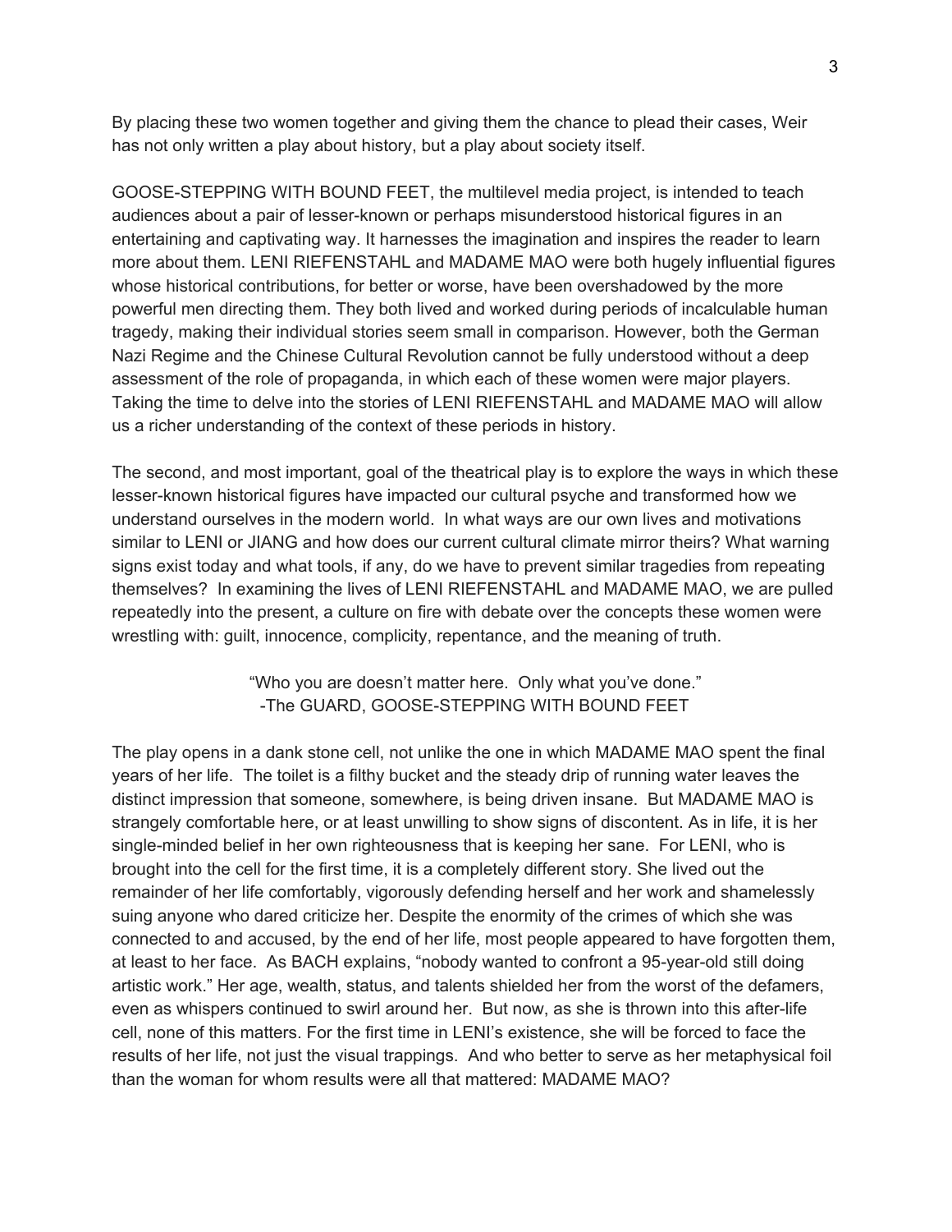By placing these two women together and giving them the chance to plead their cases, Weir has not only written a play about history, but a play about society itself.

GOOSE-STEPPING WITH BOUND FEET, the multilevel media project, is intended to teach audiences about a pair of lesser-known or perhaps misunderstood historical figures in an entertaining and captivating way. It harnesses the imagination and inspires the reader to learn more about them. LENI RIEFENSTAHL and MADAME MAO were both hugely influential figures whose historical contributions, for better or worse, have been overshadowed by the more powerful men directing them. They both lived and worked during periods of incalculable human tragedy, making their individual stories seem small in comparison. However, both the German Nazi Regime and the Chinese Cultural Revolution cannot be fully understood without a deep assessment of the role of propaganda, in which each of these women were major players. Taking the time to delve into the stories of LENI RIEFENSTAHL and MADAME MAO will allow us a richer understanding of the context of these periods in history.

The second, and most important, goal of the theatrical play is to explore the ways in which these lesser-known historical figures have impacted our cultural psyche and transformed how we understand ourselves in the modern world. In what ways are our own lives and motivations similar to LENI or JIANG and how does our current cultural climate mirror theirs? What warning signs exist today and what tools, if any, do we have to prevent similar tragedies from repeating themselves? In examining the lives of LENI RIEFENSTAHL and MADAME MAO, we are pulled repeatedly into the present, a culture on fire with debate over the concepts these women were wrestling with: guilt, innocence, complicity, repentance, and the meaning of truth.

> "Who you are doesn't matter here. Only what you've done."
> -The GUARD, GOOSE-STEPPING WITH BOUND FEET

The play opens in a dank stone cell, not unlike the one in which MADAME MAO spent the final years of her life. The toilet is a filthy bucket and the steady drip of running water leaves the distinct impression that someone, somewhere, is being driven insane. But MADAME MAO is strangely comfortable here, or at least unwilling to show signs of discontent. As in life, it is her single-minded belief in her own righteousness that is keeping her sane. For LENI, who is brought into the cell for the first time, it is a completely different story. She lived out the remainder of her life comfortably, vigorously defending herself and her work and shamelessly suing anyone who dared criticize her. Despite the enormity of the crimes of which she was connected to and accused, by the end of her life, most people appeared to have forgotten them, at least to her face. As BACH explains, "nobody wanted to confront a 95-year-old still doing artistic work." Her age, wealth, status, and talents shielded her from the worst of the defamers, even as whispers continued to swirl around her. But now, as she is thrown into this after-life cell, none of this matters. For the first time in LENI's existence, she will be forced to face the results of her life, not just the visual trappings. And who better to serve as her metaphysical foil than the woman for whom results were all that mattered: MADAME MAO?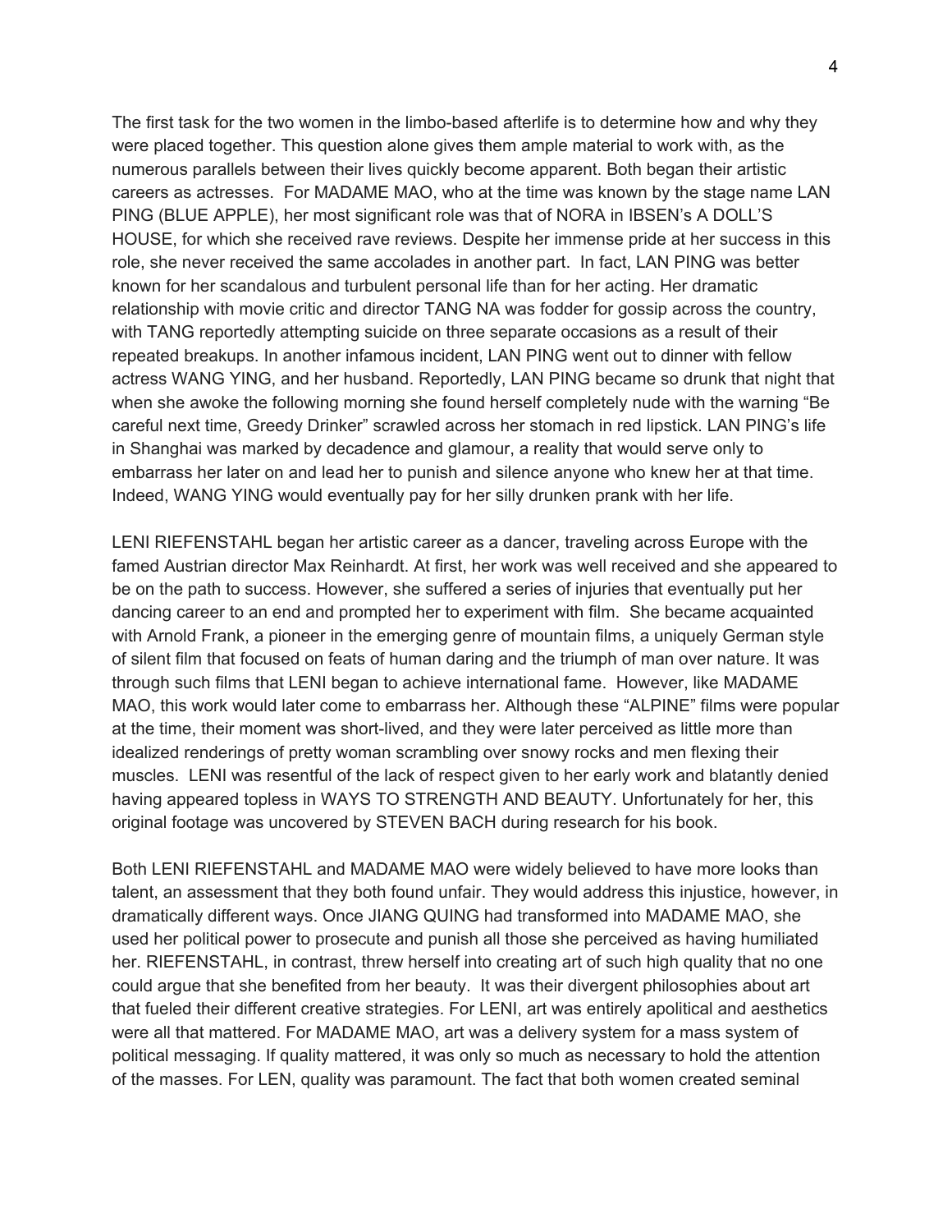The first task for the two women in the limbo-based afterlife is to determine how and why they were placed together. This question alone gives them ample material to work with, as the numerous parallels between their lives quickly become apparent. Both began their artistic careers as actresses. For MADAME MAO, who at the time was known by the stage name LAN PING (BLUE APPLE), her most significant role was that of NORA in IBSEN's A DOLL'S HOUSE, for which she received rave reviews. Despite her immense pride at her success in this role, she never received the same accolades in another part. In fact, LAN PING was better known for her scandalous and turbulent personal life than for her acting. Her dramatic relationship with movie critic and director TANG NA was fodder for gossip across the country, with TANG reportedly attempting suicide on three separate occasions as a result of their repeated breakups. In another infamous incident, LAN PING went out to dinner with fellow actress WANG YING, and her husband. Reportedly, LAN PING became so drunk that night that when she awoke the following morning she found herself completely nude with the warning "Be careful next time, Greedy Drinker" scrawled across her stomach in red lipstick. LAN PING's life in Shanghai was marked by decadence and glamour, a reality that would serve only to embarrass her later on and lead her to punish and silence anyone who knew her at that time. Indeed, WANG YING would eventually pay for her silly drunken prank with her life.

LENI RIEFENSTAHL began her artistic career as a dancer, traveling across Europe with the famed Austrian director Max Reinhardt. At first, her work was well received and she appeared to be on the path to success. However, she suffered a series of injuries that eventually put her dancing career to an end and prompted her to experiment with film. She became acquainted with Arnold Frank, a pioneer in the emerging genre of mountain films, a uniquely German style of silent film that focused on feats of human daring and the triumph of man over nature. It was through such films that LENI began to achieve international fame. However, like MADAME MAO, this work would later come to embarrass her. Although these "ALPINE" films were popular at the time, their moment was short-lived, and they were later perceived as little more than idealized renderings of pretty woman scrambling over snowy rocks and men flexing their muscles. LENI was resentful of the lack of respect given to her early work and blatantly denied having appeared topless in WAYS TO STRENGTH AND BEAUTY. Unfortunately for her, this original footage was uncovered by STEVEN BACH during research for his book.

Both LENI RIEFENSTAHL and MADAME MAO were widely believed to have more looks than talent, an assessment that they both found unfair. They would address this injustice, however, in dramatically different ways. Once JIANG QUING had transformed into MADAME MAO, she used her political power to prosecute and punish all those she perceived as having humiliated her. RIEFENSTAHL, in contrast, threw herself into creating art of such high quality that no one could argue that she benefited from her beauty. It was their divergent philosophies about art that fueled their different creative strategies. For LENI, art was entirely apolitical and aesthetics were all that mattered. For MADAME MAO, art was a delivery system for a mass system of political messaging. If quality mattered, it was only so much as necessary to hold the attention of the masses. For LEN, quality was paramount. The fact that both women created seminal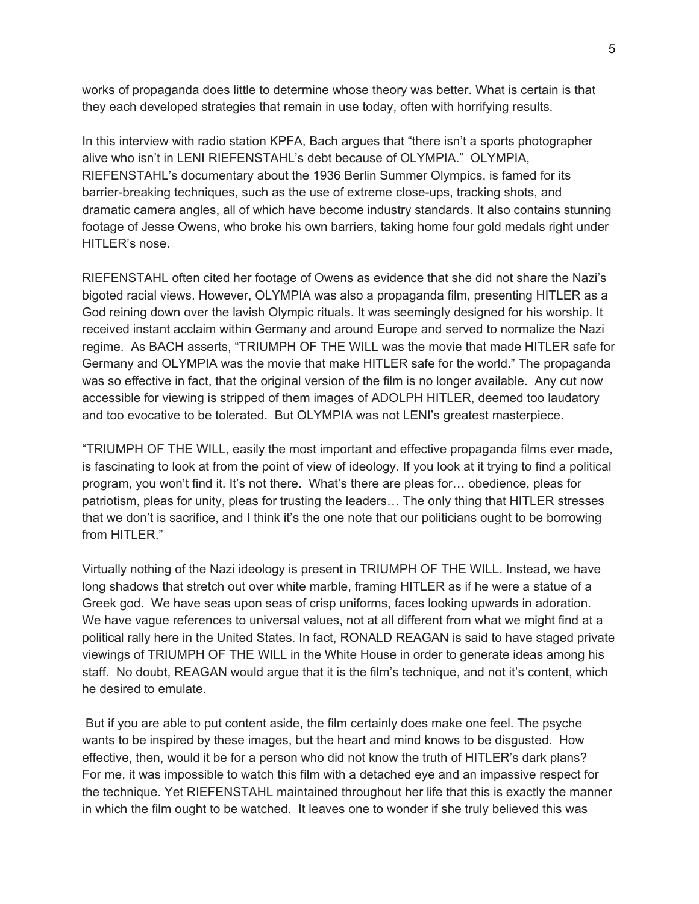works of propaganda does little to determine whose theory was better. What is certain is that they each developed strategies that remain in use today, often with horrifying results.

In this interview with radio station KPFA, Bach argues that "there isn't a sports photographer alive who isn't in LENI RIEFENSTAHL's debt because of OLYMPIA." OLYMPIA, RIEFENSTAHL's documentary about the 1936 Berlin Summer Olympics, is famed for its barrier-breaking techniques, such as the use of extreme close-ups, tracking shots, and dramatic camera angles, all of which have become industry standards. It also contains stunning footage of Jesse Owens, who broke his own barriers, taking home four gold medals right under HITLER's nose.

RIEFENSTAHL often cited her footage of Owens as evidence that she did not share the Nazi's bigoted racial views. However, OLYMPIA was also a propaganda film, presenting HITLER as a God reining down over the lavish Olympic rituals. It was seemingly designed for his worship. It received instant acclaim within Germany and around Europe and served to normalize the Nazi regime. As BACH asserts, "TRIUMPH OF THE WILL was the movie that made HITLER safe for Germany and OLYMPIA was the movie that make HITLER safe for the world." The propaganda was so effective in fact, that the original version of the film is no longer available. Any cut now accessible for viewing is stripped of them images of ADOLPH HITLER, deemed too laudatory and too evocative to be tolerated. But OLYMPIA was not LENI's greatest masterpiece.

"TRIUMPH OF THE WILL, easily the most important and effective propaganda films ever made, is fascinating to look at from the point of view of ideology. If you look at it trying to find a political program, you won't find it. It's not there. What's there are pleas for… obedience, pleas for patriotism, pleas for unity, pleas for trusting the leaders… The only thing that HITLER stresses that we don't is sacrifice, and I think it's the one note that our politicians ought to be borrowing from HITLER."

Virtually nothing of the Nazi ideology is present in TRIUMPH OF THE WILL. Instead, we have long shadows that stretch out over white marble, framing HITLER as if he were a statue of a Greek god. We have seas upon seas of crisp uniforms, faces looking upwards in adoration. We have vague references to universal values, not at all different from what we might find at a political rally here in the United States. In fact, RONALD REAGAN is said to have staged private viewings of TRIUMPH OF THE WILL in the White House in order to generate ideas among his staff. No doubt, REAGAN would argue that it is the film's technique, and not it's content, which he desired to emulate.

But if you are able to put content aside, the film certainly does make one feel. The psyche wants to be inspired by these images, but the heart and mind knows to be disgusted. How effective, then, would it be for a person who did not know the truth of HITLER's dark plans? For me, it was impossible to watch this film with a detached eye and an impassive respect for the technique. Yet RIEFENSTAHL maintained throughout her life that this is exactly the manner in which the film ought to be watched. It leaves one to wonder if she truly believed this was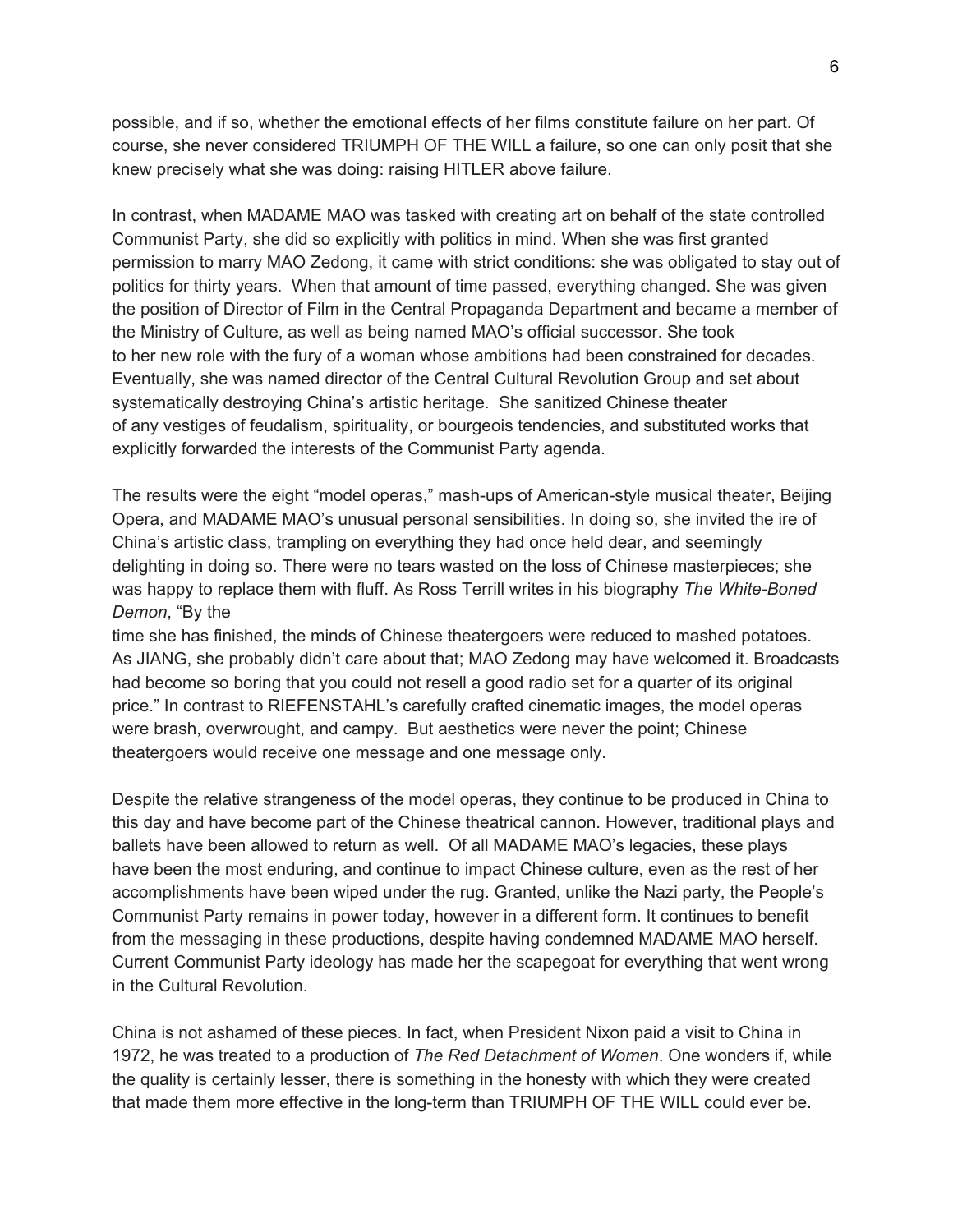possible, and if so, whether the emotional effects of her films constitute failure on her part. Of course, she never considered TRIUMPH OF THE WILL a failure, so one can only posit that she knew precisely what she was doing: raising HITLER above failure.

In contrast, when MADAME MAO was tasked with creating art on behalf of the state controlled Communist Party, she did so explicitly with politics in mind. When she was first granted permission to marry MAO Zedong, it came with strict conditions: she was obligated to stay out of politics for thirty years. When that amount of time passed, everything changed. She was given the position of Director of Film in the Central Propaganda Department and became a member of the Ministry of Culture, as well as being named MAO's official successor. She took to her new role with the fury of a woman whose ambitions had been constrained for decades. Eventually, she was named director of the Central Cultural Revolution Group and set about systematically destroying China's artistic heritage. She sanitized Chinese theater of any vestiges of feudalism, spirituality, or bourgeois tendencies, and substituted works that explicitly forwarded the interests of the Communist Party agenda.

The results were the eight "model operas," mash-ups of American-style musical theater, Beijing Opera, and MADAME MAO's unusual personal sensibilities. In doing so, she invited the ire of China's artistic class, trampling on everything they had once held dear, and seemingly delighting in doing so. There were no tears wasted on the loss of Chinese masterpieces; she was happy to replace them with fluff. As Ross Terrill writes in his biography *The White-Boned Demon*, "By the time she has finished, the minds of Chinese theatergoers were reduced to mashed potatoes. As JIANG, she probably didn't care about that; MAO Zedong may have welcomed it. Broadcasts had become so boring that you could not resell a good radio set for a quarter of its original price." In contrast to RIEFENSTAHL's carefully crafted cinematic images, the model operas were brash, overwrought, and campy. But aesthetics were never the point; Chinese theatergoers would receive one message and one message only.

Despite the relative strangeness of the model operas, they continue to be produced in China to this day and have become part of the Chinese theatrical cannon. However, traditional plays and ballets have been allowed to return as well. Of all MADAME MAO's legacies, these plays have been the most enduring, and continue to impact Chinese culture, even as the rest of her accomplishments have been wiped under the rug. Granted, unlike the Nazi party, the People's Communist Party remains in power today, however in a different form. It continues to benefit from the messaging in these productions, despite having condemned MADAME MAO herself. Current Communist Party ideology has made her the scapegoat for everything that went wrong in the Cultural Revolution.

China is not ashamed of these pieces. In fact, when President Nixon paid a visit to China in 1972, he was treated to a production of *The Red Detachment of Women*. One wonders if, while the quality is certainly lesser, there is something in the honesty with which they were created that made them more effective in the long-term than TRIUMPH OF THE WILL could ever be.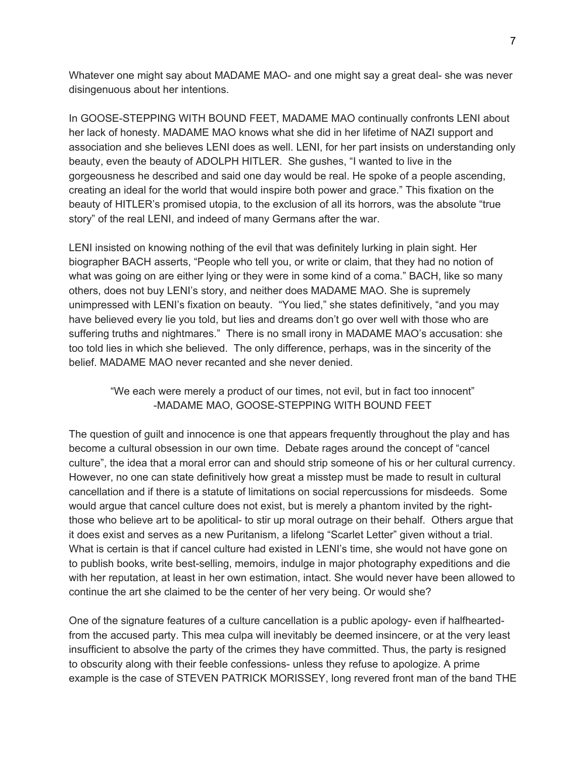Whatever one might say about MADAME MAO- and one might say a great deal- she was never disingenuous about her intentions.

In GOOSE-STEPPING WITH BOUND FEET, MADAME MAO continually confronts LENI about her lack of honesty. MADAME MAO knows what she did in her lifetime of NAZI support and association and she believes LENI does as well. LENI, for her part insists on understanding only beauty, even the beauty of ADOLPH HITLER. She gushes, "I wanted to live in the gorgeousness he described and said one day would be real. He spoke of a people ascending, creating an ideal for the world that would inspire both power and grace." This fixation on the beauty of HITLER's promised utopia, to the exclusion of all its horrors, was the absolute "true story" of the real LENI, and indeed of many Germans after the war.

LENI insisted on knowing nothing of the evil that was definitely lurking in plain sight. Her biographer BACH asserts, "People who tell you, or write or claim, that they had no notion of what was going on are either lying or they were in some kind of a coma." BACH, like so many others, does not buy LENI's story, and neither does MADAME MAO. She is supremely unimpressed with LENI's fixation on beauty. "You lied," she states definitively, "and you may have believed every lie you told, but lies and dreams don't go over well with those who are suffering truths and nightmares." There is no small irony in MADAME MAO's accusation: she too told lies in which she believed. The only difference, perhaps, was in the sincerity of the belief. MADAME MAO never recanted and she never denied.

> "We each were merely a product of our times, not evil, but in fact too innocent"
> -MADAME MAO, GOOSE-STEPPING WITH BOUND FEET

The question of guilt and innocence is one that appears frequently throughout the play and has become a cultural obsession in our own time. Debate rages around the concept of "cancel culture", the idea that a moral error can and should strip someone of his or her cultural currency. However, no one can state definitively how great a misstep must be made to result in cultural cancellation and if there is a statute of limitations on social repercussions for misdeeds. Some would argue that cancel culture does not exist, but is merely a phantom invited by the right- those who believe art to be apolitical- to stir up moral outrage on their behalf. Others argue that it does exist and serves as a new Puritanism, a lifelong "Scarlet Letter" given without a trial. What is certain is that if cancel culture had existed in LENI's time, she would not have gone on to publish books, write best-selling, memoirs, indulge in major photography expeditions and die with her reputation, at least in her own estimation, intact. She would never have been allowed to continue the art she claimed to be the center of her very being. Or would she?

One of the signature features of a culture cancellation is a public apology- even if halfhearted- from the accused party. This mea culpa will inevitably be deemed insincere, or at the very least insufficient to absolve the party of the crimes they have committed. Thus, the party is resigned to obscurity along with their feeble confessions- unless they refuse to apologize. A prime example is the case of STEVEN PATRICK MORISSEY, long revered front man of the band THE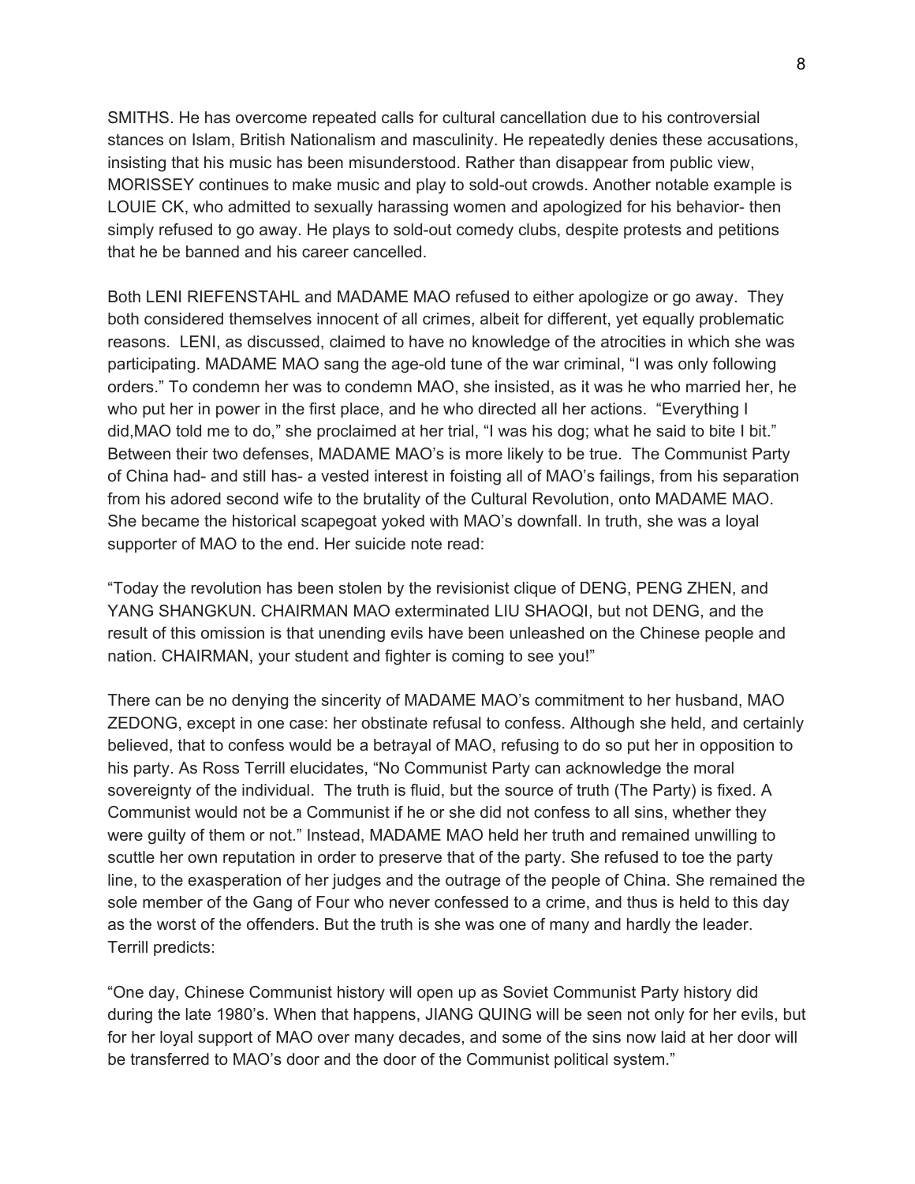SMITHS. He has overcome repeated calls for cultural cancellation due to his controversial stances on Islam, British Nationalism and masculinity. He repeatedly denies these accusations, insisting that his music has been misunderstood. Rather than disappear from public view, MORISSEY continues to make music and play to sold-out crowds. Another notable example is LOUIE CK, who admitted to sexually harassing women and apologized for his behavior- then simply refused to go away. He plays to sold-out comedy clubs, despite protests and petitions that he be banned and his career cancelled.

Both LENI RIEFENSTAHL and MADAME MAO refused to either apologize or go away. They both considered themselves innocent of all crimes, albeit for different, yet equally problematic reasons. LENI, as discussed, claimed to have no knowledge of the atrocities in which she was participating. MADAME MAO sang the age-old tune of the war criminal, "I was only following orders." To condemn her was to condemn MAO, she insisted, as it was he who married her, he who put her in power in the first place, and he who directed all her actions. "Everything I did,MAO told me to do," she proclaimed at her trial, "I was his dog; what he said to bite I bit." Between their two defenses, MADAME MAO's is more likely to be true. The Communist Party of China had- and still has- a vested interest in foisting all of MAO's failings, from his separation from his adored second wife to the brutality of the Cultural Revolution, onto MADAME MAO. She became the historical scapegoat yoked with MAO's downfall. In truth, she was a loyal supporter of MAO to the end. Her suicide note read:

"Today the revolution has been stolen by the revisionist clique of DENG, PENG ZHEN, and YANG SHANGKUN. CHAIRMAN MAO exterminated LIU SHAOQI, but not DENG, and the result of this omission is that unending evils have been unleashed on the Chinese people and nation. CHAIRMAN, your student and fighter is coming to see you!"

There can be no denying the sincerity of MADAME MAO's commitment to her husband, MAO ZEDONG, except in one case: her obstinate refusal to confess. Although she held, and certainly believed, that to confess would be a betrayal of MAO, refusing to do so put her in opposition to his party. As Ross Terrill elucidates, "No Communist Party can acknowledge the moral sovereignty of the individual. The truth is fluid, but the source of truth (The Party) is fixed. A Communist would not be a Communist if he or she did not confess to all sins, whether they were guilty of them or not." Instead, MADAME MAO held her truth and remained unwilling to scuttle her own reputation in order to preserve that of the party. She refused to toe the party line, to the exasperation of her judges and the outrage of the people of China. She remained the sole member of the Gang of Four who never confessed to a crime, and thus is held to this day as the worst of the offenders. But the truth is she was one of many and hardly the leader. Terrill predicts:

"One day, Chinese Communist history will open up as Soviet Communist Party history did during the late 1980's. When that happens, JIANG QUING will be seen not only for her evils, but for her loyal support of MAO over many decades, and some of the sins now laid at her door will be transferred to MAO's door and the door of the Communist political system."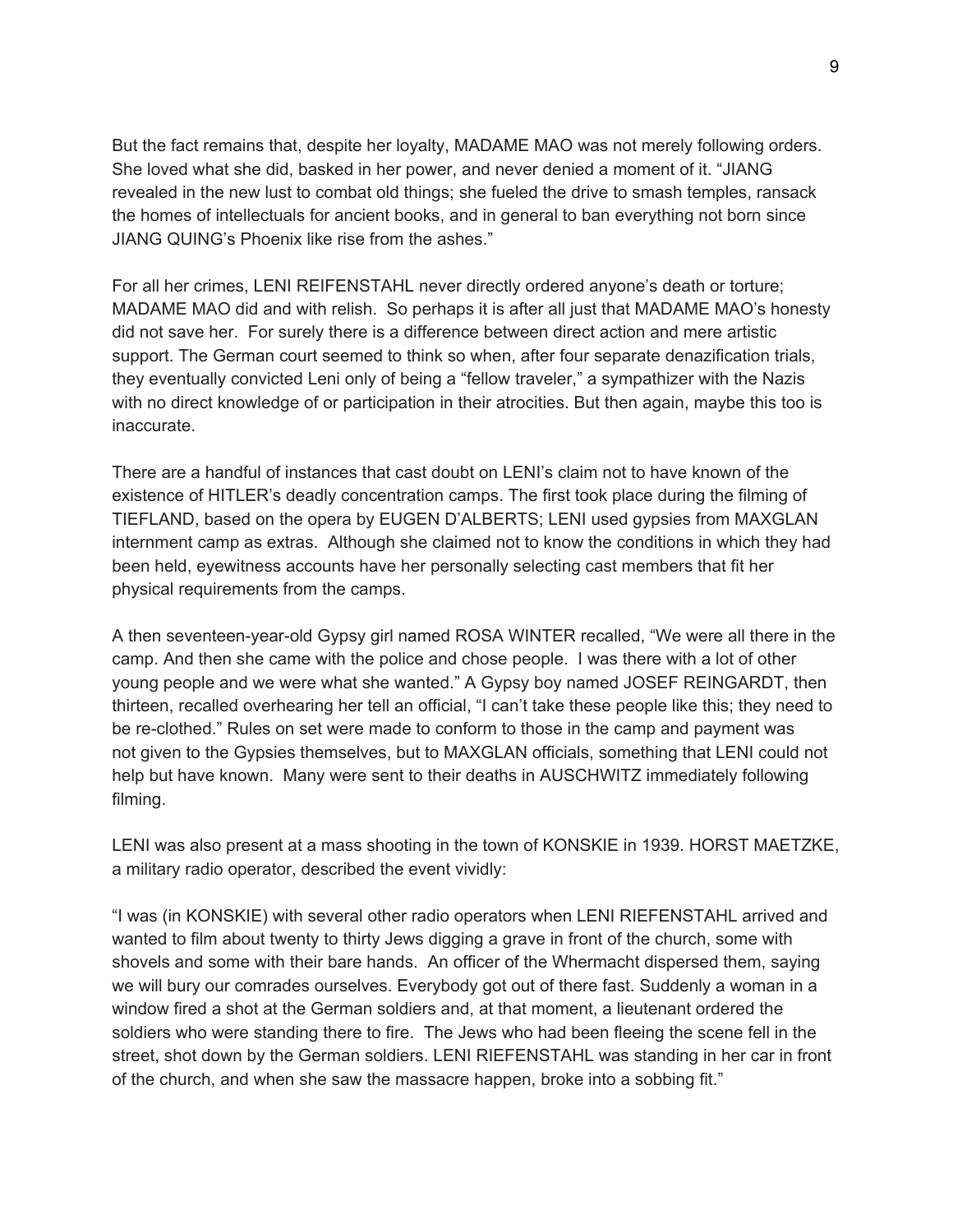But the fact remains that, despite her loyalty, MADAME MAO was not merely following orders. She loved what she did, basked in her power, and never denied a moment of it. “JIANG revealed in the new lust to combat old things; she fueled the drive to smash temples, ransack the homes of intellectuals for ancient books, and in general to ban everything not born since JIANG QUING’s Phoenix like rise from the ashes.”

For all her crimes, LENI REIFENSTAHL never directly ordered anyone’s death or torture; MADAME MAO did and with relish. So perhaps it is after all just that MADAME MAO’s honesty did not save her. For surely there is a difference between direct action and mere artistic support. The German court seemed to think so when, after four separate denazification trials, they eventually convicted Leni only of being a “fellow traveler,” a sympathizer with the Nazis with no direct knowledge of or participation in their atrocities. But then again, maybe this too is inaccurate.

There are a handful of instances that cast doubt on LENI’s claim not to have known of the existence of HITLER’s deadly concentration camps. The first took place during the filming of TIEFLAND, based on the opera by EUGEN D’ALBERTS; LENI used gypsies from MAXGLAN internment camp as extras. Although she claimed not to know the conditions in which they had been held, eyewitness accounts have her personally selecting cast members that fit her physical requirements from the camps.

A then seventeen-year-old Gypsy girl named ROSA WINTER recalled, “We were all there in the camp. And then she came with the police and chose people. I was there with a lot of other young people and we were what she wanted.” A Gypsy boy named JOSEF REINGARDT, then thirteen, recalled overhearing her tell an official, “I can’t take these people like this; they need to be re-clothed.” Rules on set were made to conform to those in the camp and payment was not given to the Gypsies themselves, but to MAXGLAN officials, something that LENI could not help but have known. Many were sent to their deaths in AUSCHWITZ immediately following filming.

LENI was also present at a mass shooting in the town of KONSKIE in 1939. HORST MAETZKE, a military radio operator, described the event vividly:

“I was (in KONSKIE) with several other radio operators when LENI RIEFENSTAHL arrived and wanted to film about twenty to thirty Jews digging a grave in front of the church, some with shovels and some with their bare hands. An officer of the Whermacht dispersed them, saying we will bury our comrades ourselves. Everybody got out of there fast. Suddenly a woman in a window fired a shot at the German soldiers and, at that moment, a lieutenant ordered the soldiers who were standing there to fire. The Jews who had been fleeing the scene fell in the street, shot down by the German soldiers. LENI RIEFENSTAHL was standing in her car in front of the church, and when she saw the massacre happen, broke into a sobbing fit.”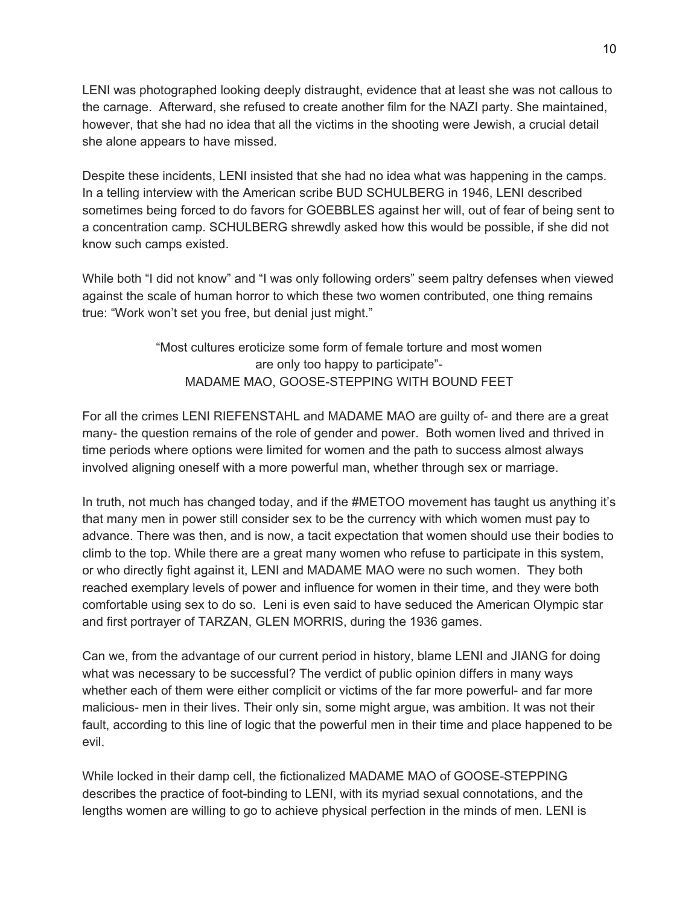LENI was photographed looking deeply distraught, evidence that at least she was not callous to the carnage. Afterward, she refused to create another film for the NAZI party. She maintained, however, that she had no idea that all the victims in the shooting were Jewish, a crucial detail she alone appears to have missed.

Despite these incidents, LENI insisted that she had no idea what was happening in the camps. In a telling interview with the American scribe BUD SCHULBERG in 1946, LENI described sometimes being forced to do favors for GOEBBLES against her will, out of fear of being sent to a concentration camp. SCHULBERG shrewdly asked how this would be possible, if she did not know such camps existed.

While both "I did not know" and "I was only following orders" seem paltry defenses when viewed against the scale of human horror to which these two women contributed, one thing remains true: "Work won't set you free, but denial just might."

<center>"Most cultures eroticize some form of female torture and most women are only too happy to participate"-<br>MADAME MAO, GOOSE-STEPPING WITH BOUND FEET</center>

For all the crimes LENI RIEFENSTAHL and MADAME MAO are guilty of- and there are a great many- the question remains of the role of gender and power. Both women lived and thrived in time periods where options were limited for women and the path to success almost always involved aligning oneself with a more powerful man, whether through sex or marriage.

In truth, not much has changed today, and if the #METOO movement has taught us anything it's that many men in power still consider sex to be the currency with which women must pay to advance. There was then, and is now, a tacit expectation that women should use their bodies to climb to the top. While there are a great many women who refuse to participate in this system, or who directly fight against it, LENI and MADAME MAO were no such women. They both reached exemplary levels of power and influence for women in their time, and they were both comfortable using sex to do so. Leni is even said to have seduced the American Olympic star and first portrayer of TARZAN, GLEN MORRIS, during the 1936 games.

Can we, from the advantage of our current period in history, blame LENI and JIANG for doing what was necessary to be successful? The verdict of public opinion differs in many ways whether each of them were either complicit or victims of the far more powerful- and far more malicious- men in their lives. Their only sin, some might argue, was ambition. It was not their fault, according to this line of logic that the powerful men in their time and place happened to be evil.

While locked in their damp cell, the fictionalized MADAME MAO of GOOSE-STEPPING describes the practice of foot-binding to LENI, with its myriad sexual connotations, and the lengths women are willing to go to achieve physical perfection in the minds of men. LENI is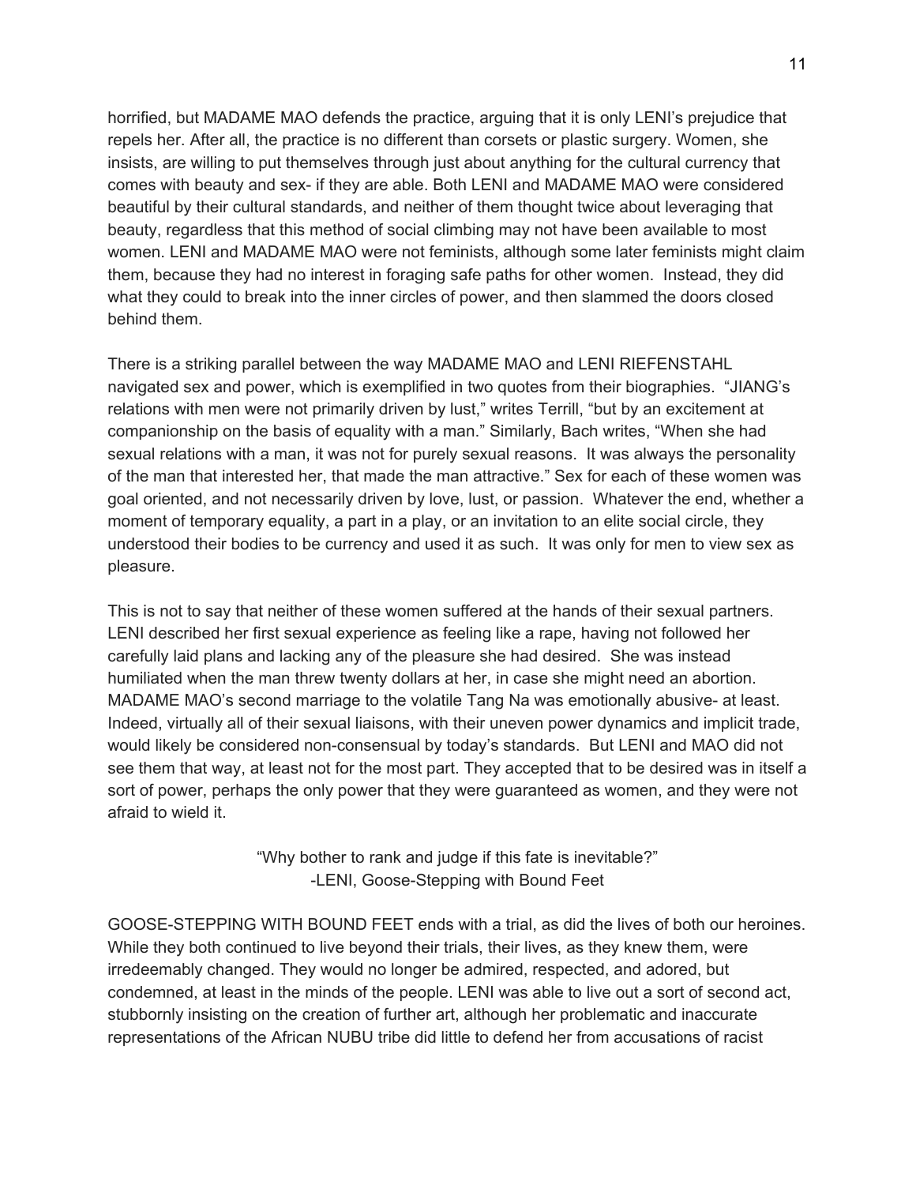horrified, but MADAME MAO defends the practice, arguing that it is only LENI's prejudice that repels her. After all, the practice is no different than corsets or plastic surgery. Women, she insists, are willing to put themselves through just about anything for the cultural currency that comes with beauty and sex- if they are able. Both LENI and MADAME MAO were considered beautiful by their cultural standards, and neither of them thought twice about leveraging that beauty, regardless that this method of social climbing may not have been available to most women. LENI and MADAME MAO were not feminists, although some later feminists might claim them, because they had no interest in foraging safe paths for other women. Instead, they did what they could to break into the inner circles of power, and then slammed the doors closed behind them.

There is a striking parallel between the way MADAME MAO and LENI RIEFENSTAHL navigated sex and power, which is exemplified in two quotes from their biographies. "JIANG's relations with men were not primarily driven by lust," writes Terrill, "but by an excitement at companionship on the basis of equality with a man." Similarly, Bach writes, "When she had sexual relations with a man, it was not for purely sexual reasons. It was always the personality of the man that interested her, that made the man attractive." Sex for each of these women was goal oriented, and not necessarily driven by love, lust, or passion. Whatever the end, whether a moment of temporary equality, a part in a play, or an invitation to an elite social circle, they understood their bodies to be currency and used it as such. It was only for men to view sex as pleasure.

This is not to say that neither of these women suffered at the hands of their sexual partners. LENI described her first sexual experience as feeling like a rape, having not followed her carefully laid plans and lacking any of the pleasure she had desired. She was instead humiliated when the man threw twenty dollars at her, in case she might need an abortion. MADAME MAO's second marriage to the volatile Tang Na was emotionally abusive- at least. Indeed, virtually all of their sexual liaisons, with their uneven power dynamics and implicit trade, would likely be considered non-consensual by today's standards. But LENI and MAO did not see them that way, at least not for the most part. They accepted that to be desired was in itself a sort of power, perhaps the only power that they were guaranteed as women, and they were not afraid to wield it.

> "Why bother to rank and judge if this fate is inevitable?"
> -LENI, Goose-Stepping with Bound Feet

GOOSE-STEPPING WITH BOUND FEET ends with a trial, as did the lives of both our heroines. While they both continued to live beyond their trials, their lives, as they knew them, were irredeemably changed. They would no longer be admired, respected, and adored, but condemned, at least in the minds of the people. LENI was able to live out a sort of second act, stubbornly insisting on the creation of further art, although her problematic and inaccurate representations of the African NUBU tribe did little to defend her from accusations of racist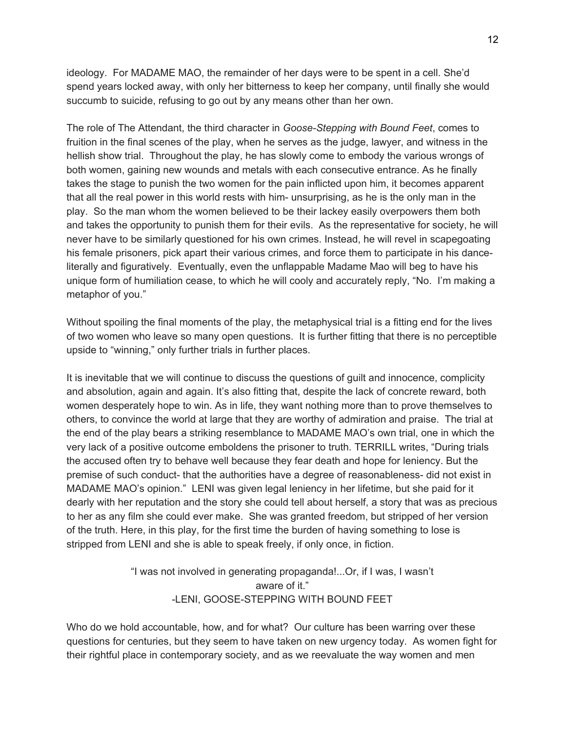ideology. For MADAME MAO, the remainder of her days were to be spent in a cell. She'd spend years locked away, with only her bitterness to keep her company, until finally she would succumb to suicide, refusing to go out by any means other than her own.

The role of The Attendant, the third character in *Goose-Stepping with Bound Feet*, comes to fruition in the final scenes of the play, when he serves as the judge, lawyer, and witness in the hellish show trial. Throughout the play, he has slowly come to embody the various wrongs of both women, gaining new wounds and metals with each consecutive entrance. As he finally takes the stage to punish the two women for the pain inflicted upon him, it becomes apparent that all the real power in this world rests with him- unsurprising, as he is the only man in the play. So the man whom the women believed to be their lackey easily overpowers them both and takes the opportunity to punish them for their evils. As the representative for society, he will never have to be similarly questioned for his own crimes. Instead, he will revel in scapegoating his female prisoners, pick apart their various crimes, and force them to participate in his dance- literally and figuratively. Eventually, even the unflappable Madame Mao will beg to have his unique form of humiliation cease, to which he will cooly and accurately reply, "No. I'm making a metaphor of you."

Without spoiling the final moments of the play, the metaphysical trial is a fitting end for the lives of two women who leave so many open questions. It is further fitting that there is no perceptible upside to "winning," only further trials in further places.

It is inevitable that we will continue to discuss the questions of guilt and innocence, complicity and absolution, again and again. It's also fitting that, despite the lack of concrete reward, both women desperately hope to win. As in life, they want nothing more than to prove themselves to others, to convince the world at large that they are worthy of admiration and praise. The trial at the end of the play bears a striking resemblance to MADAME MAO's own trial, one in which the very lack of a positive outcome emboldens the prisoner to truth. TERRILL writes, "During trials the accused often try to behave well because they fear death and hope for leniency. But the premise of such conduct- that the authorities have a degree of reasonableness- did not exist in MADAME MAO's opinion." LENI was given legal leniency in her lifetime, but she paid for it dearly with her reputation and the story she could tell about herself, a story that was as precious to her as any film she could ever make. She was granted freedom, but stripped of her version of the truth. Here, in this play, for the first time the burden of having something to lose is stripped from LENI and she is able to speak freely, if only once, in fiction.

> "I was not involved in generating propaganda!...Or, if I was, I wasn't aware of it."
> -LENI, GOOSE-STEPPING WITH BOUND FEET

Who do we hold accountable, how, and for what? Our culture has been warring over these questions for centuries, but they seem to have taken on new urgency today. As women fight for their rightful place in contemporary society, and as we reevaluate the way women and men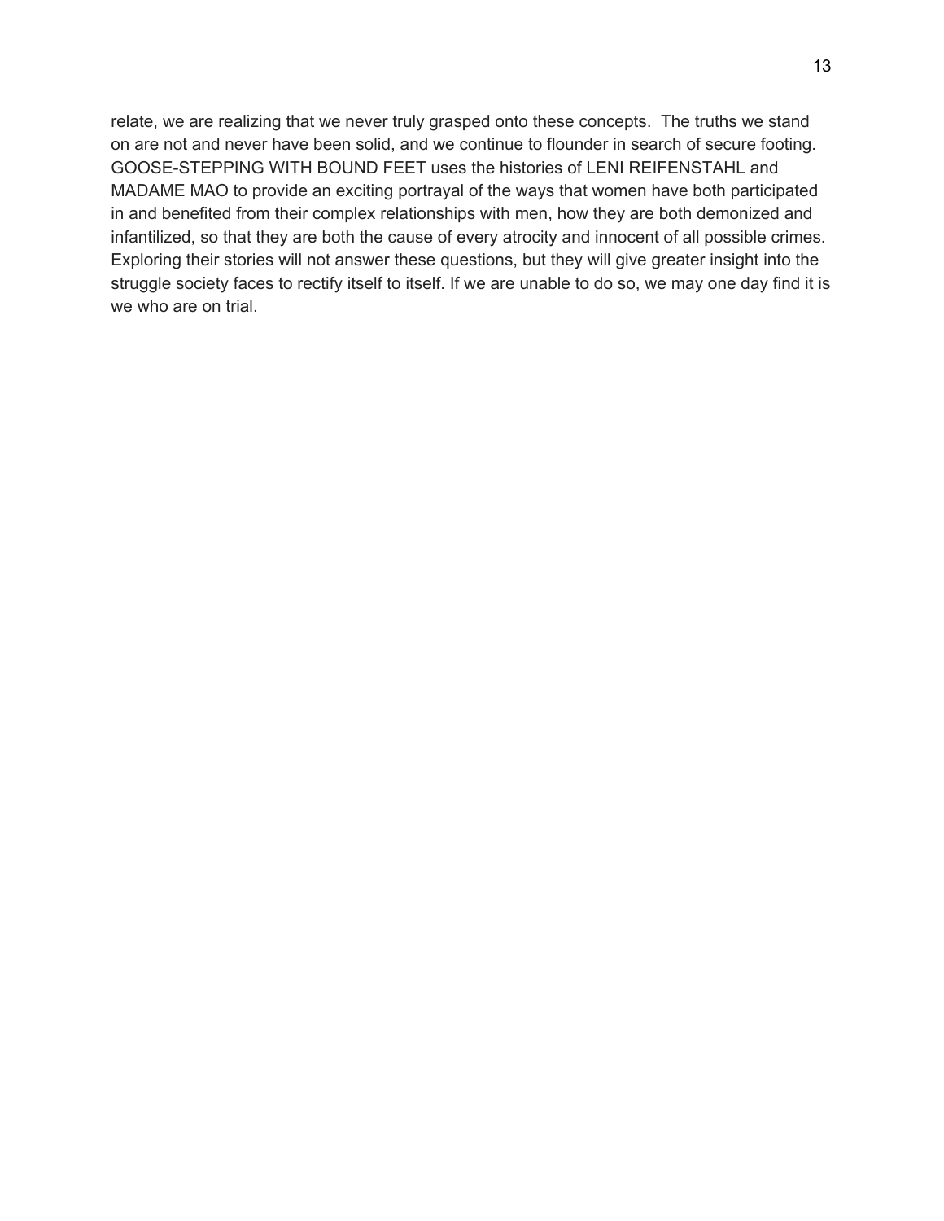relate, we are realizing that we never truly grasped onto these concepts. The truths we stand on are not and never have been solid, and we continue to flounder in search of secure footing. GOOSE-STEPPING WITH BOUND FEET uses the histories of LENI REIFENSTAHL and MADAME MAO to provide an exciting portrayal of the ways that women have both participated in and benefited from their complex relationships with men, how they are both demonized and infantilized, so that they are both the cause of every atrocity and innocent of all possible crimes. Exploring their stories will not answer these questions, but they will give greater insight into the struggle society faces to rectify itself to itself. If we are unable to do so, we may one day find it is we who are on trial.